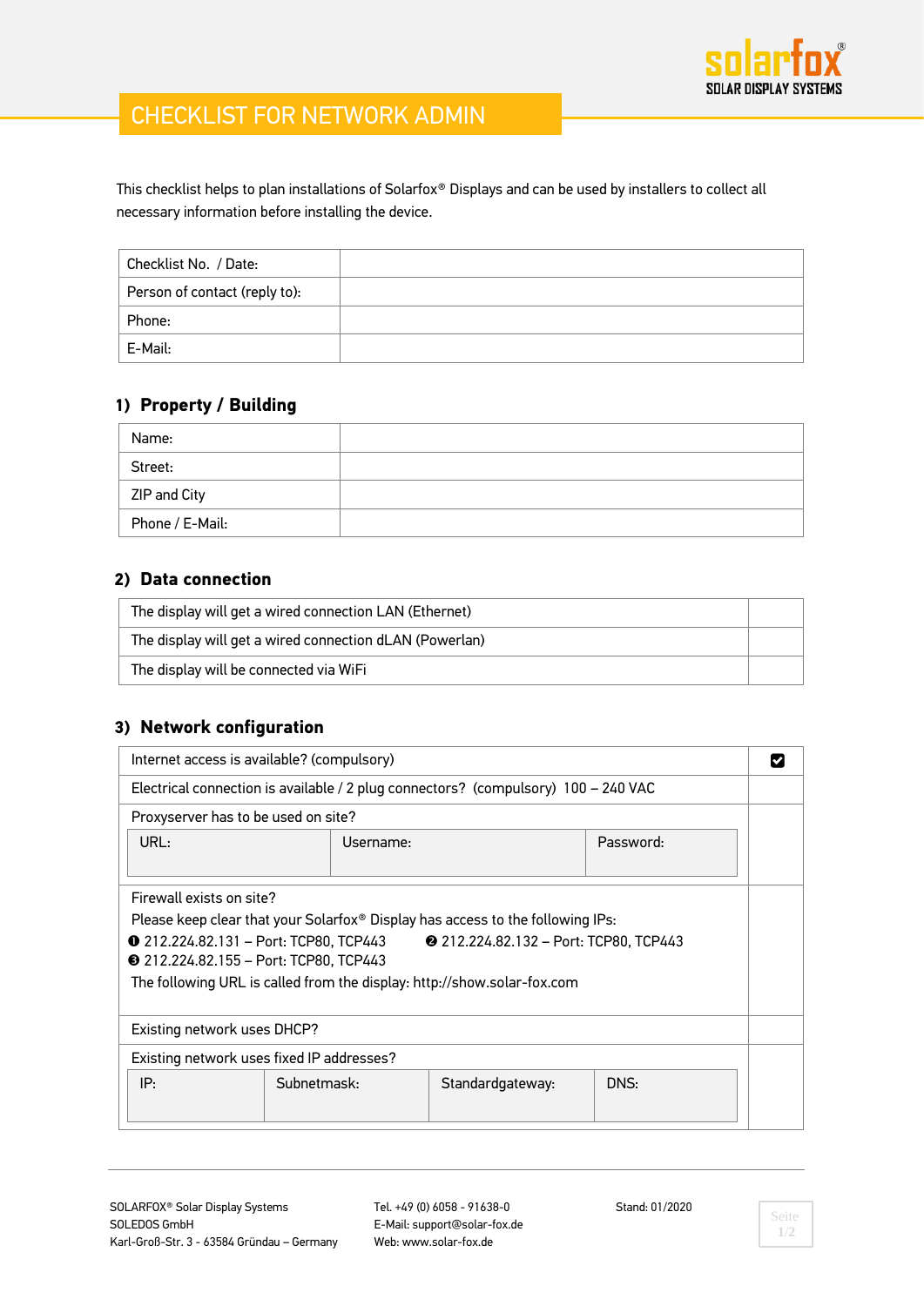# CHECKLIST FOR NETWORK ADMIN

This checklist helps to plan installations of Solarfox® Displays and can be used by installers to collect all necessary information before installing the device.

| Checklist No. / Date: | |
|---|---|
| Person of contact (reply to): | |
| Phone: | |
| E-Mail: | |

## 1) Property / Building

| Name: | |
|---|---|
| Street: | |
| ZIP and City | |
| Phone / E-Mail: | |

## 2) Data connection

| The display will get a wired connection LAN (Ethernet) | |
|---|---|
| The display will get a wired connection dLAN (Powerlan) | |
| The display will be connected via WiFi | |

## 3) Network configuration

| Internet access is available? (compulsory) | ☑ |
|---|---|
| Electrical connection is available / 2 plug connectors? (compulsory) 100 – 240 VAC | |
| Proxyserver has to be used on site? | |

| URL: | Username: | Password: |
|---|---|---|
| | | |

Firewall exists on site?
Please keep clear that your Solarfox® Display has access to the following IPs:
❶ 212.224.82.131 – Port: TCP80, TCP443 ❷ 212.224.82.132 – Port: TCP80, TCP443
❸ 212.224.82.155 – Port: TCP80, TCP443
The following URL is called from the display: http://show.solar-fox.com

| Existing network uses DHCP? | |
|---|---|
| Existing network uses fixed IP addresses? | |

| IP: | Subnetmask: | Standardgateway: | DNS: |
|---|---|---|---|
| | | | |

SOLARFOX® Solar Display Systems
SOLEDOS GmbH
Karl-Groß-Str. 3 - 63584 Gründau – Germany

Tel. +49 (0) 6058 - 91638-0
E-Mail: support@solar-fox.de
Web: www.solar-fox.de

Stand: 01/2020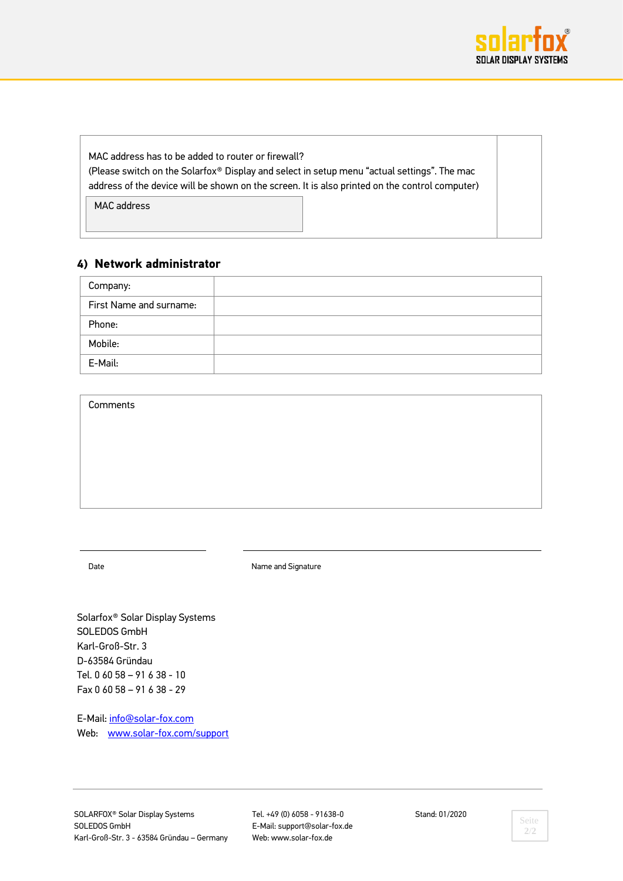| | |
|---|---|
| MAC address has to be added to router or firewall?<br>(Please switch on the Solarfox® Display and select in setup menu “actual settings”. The mac address of the device will be shown on the screen. It is also printed on the control computer)<br>MAC address | |

## 4) Network administrator

| | |
|---|---|
| Company: | |
| First Name and surname: | |
| Phone: | |
| Mobile: | |
| E-Mail: | |

Comments

Date

Name and Signature

Solarfox® Solar Display Systems
SOLEDOS GmbH
Karl-Groß-Str. 3
D-63584 Gründau
Tel. 0 60 58 – 91 6 38 - 10
Fax 0 60 58 – 91 6 38 - 29

E-Mail: info@solar-fox.com
Web: www.solar-fox.com/support